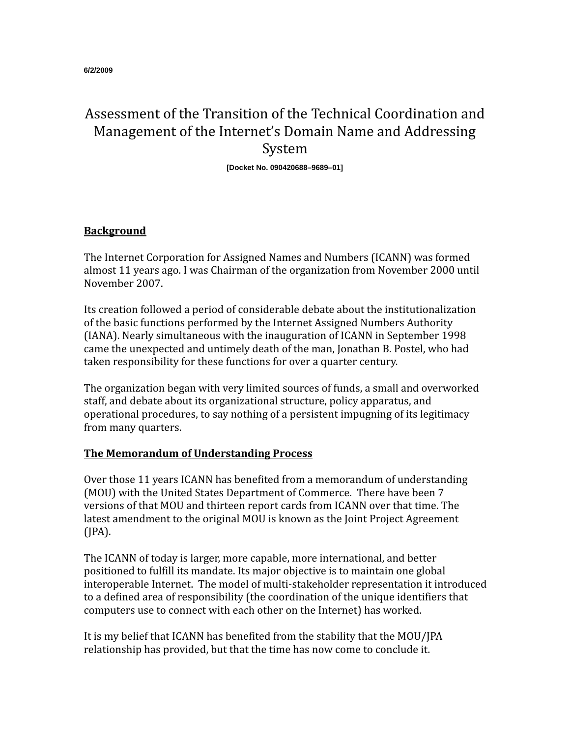6/2/2009

# Assessment of the Transition of the Technical Coordination and Management of the Internet's Domain Name and Addressing System

**[Docket No. 090420688–9689–01]**

## Background

The Internet Corporation for Assigned Names and Numbers (ICANN) was formed almost 11 years ago. I was Chairman of the organization from November 2000 until November 2007.

Its creation followed a period of considerable debate about the institutionalization of the basic functions performed by the Internet Assigned Numbers Authority (IANA). Nearly simultaneous with the inauguration of ICANN in September 1998 came the unexpected and untimely death of the man, Jonathan B. Postel, who had taken responsibility for these functions for over a quarter century.

The organization began with very limited sources of funds, a small and overworked staff, and debate about its organizational structure, policy apparatus, and operational procedures, to say nothing of a persistent impugning of its legitimacy from many quarters.

## The Memorandum of Understanding Process

Over those 11 years ICANN has benefited from a memorandum of understanding (MOU) with the United States Department of Commerce. There have been 7 versions of that MOU and thirteen report cards from ICANN over that time. The latest amendment to the original MOU is known as the Joint Project Agreement (JPA).

The ICANN of today is larger, more capable, more international, and better positioned to fulfill its mandate. Its major objective is to maintain one global interoperable Internet. The model of multi-stakeholder representation it introduced to a defined area of responsibility (the coordination of the unique identifiers that computers use to connect with each other on the Internet) has worked.

It is my belief that ICANN has benefited from the stability that the MOU/JPA relationship has provided, but that the time has now come to conclude it.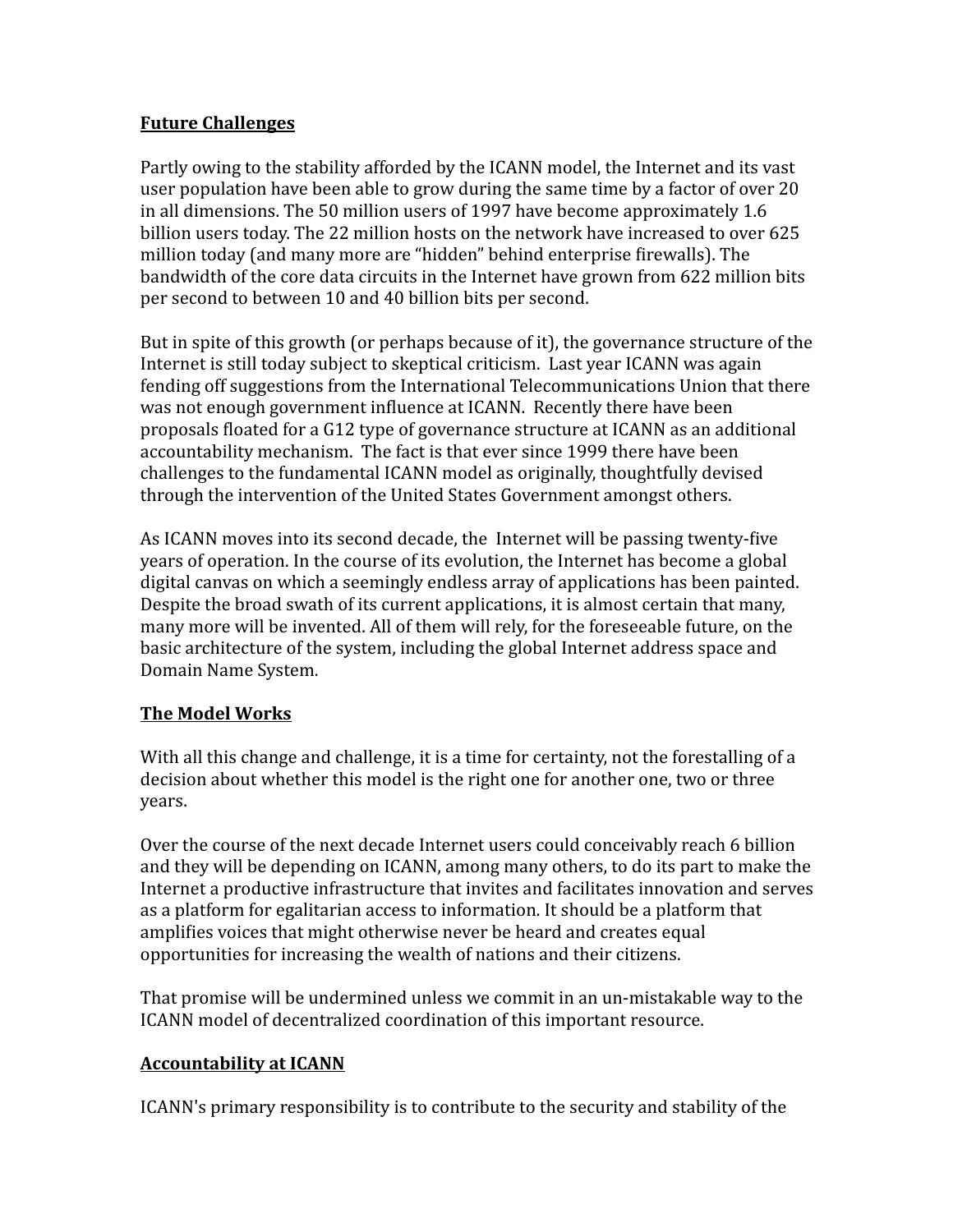## Future Challenges

Partly owing to the stability afforded by the ICANN model, the Internet and its vast user population have been able to grow during the same time by a factor of over 20 in all dimensions. The 50 million users of 1997 have become approximately 1.6 billion users today. The 22 million hosts on the network have increased to over 625 million today (and many more are "hidden" behind enterprise firewalls). The bandwidth of the core data circuits in the Internet have grown from 622 million bits per second to between 10 and 40 billion bits per second.

But in spite of this growth (or perhaps because of it), the governance structure of the Internet is still today subject to skeptical criticism. Last year ICANN was again fending off suggestions from the International Telecommunications Union that there was not enough government influence at ICANN. Recently there have been proposals floated for a G12 type of governance structure at ICANN as an additional accountability mechanism. The fact is that ever since 1999 there have been challenges to the fundamental ICANN model as originally, thoughtfully devised through the intervention of the United States Government amongst others.

As ICANN moves into its second decade, the Internet will be passing twenty-five years of operation. In the course of its evolution, the Internet has become a global digital canvas on which a seemingly endless array of applications has been painted. Despite the broad swath of its current applications, it is almost certain that many, many more will be invented. All of them will rely, for the foreseeable future, on the basic architecture of the system, including the global Internet address space and Domain Name System.

## The Model Works

With all this change and challenge, it is a time for certainty, not the forestalling of a decision about whether this model is the right one for another one, two or three years.

Over the course of the next decade Internet users could conceivably reach 6 billion and they will be depending on ICANN, among many others, to do its part to make the Internet a productive infrastructure that invites and facilitates innovation and serves as a platform for egalitarian access to information. It should be a platform that amplifies voices that might otherwise never be heard and creates equal opportunities for increasing the wealth of nations and their citizens.

That promise will be undermined unless we commit in an un-mistakable way to the ICANN model of decentralized coordination of this important resource.

## Accountability at ICANN

ICANN's primary responsibility is to contribute to the security and stability of the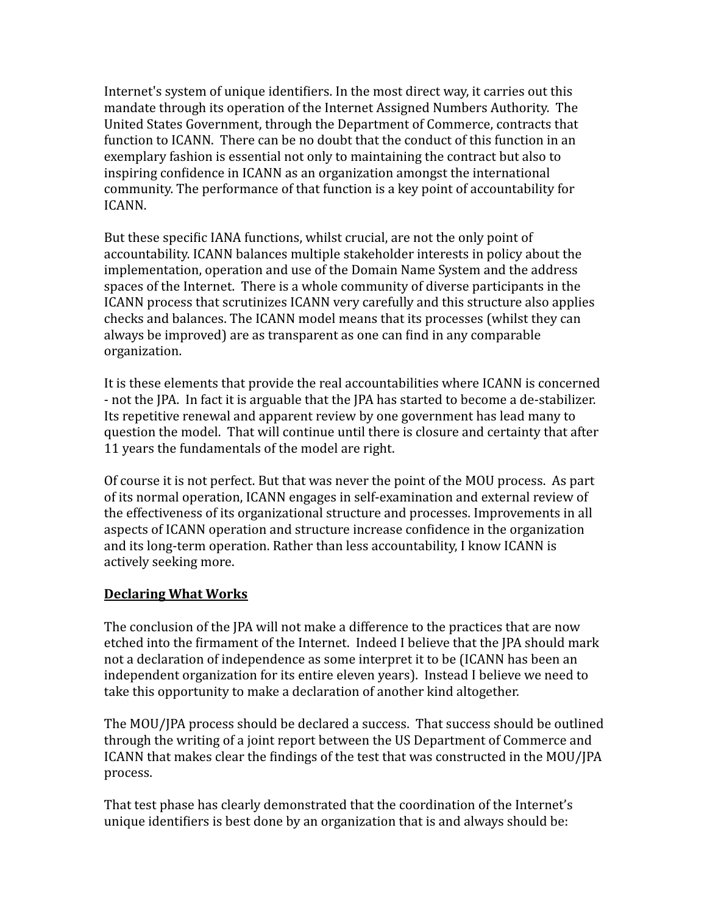Internet's system of unique identifiers. In the most direct way, it carries out this mandate through its operation of the Internet Assigned Numbers Authority. The United States Government, through the Department of Commerce, contracts that function to ICANN. There can be no doubt that the conduct of this function in an exemplary fashion is essential not only to maintaining the contract but also to inspiring confidence in ICANN as an organization amongst the international community. The performance of that function is a key point of accountability for ICANN.

But these specific IANA functions, whilst crucial, are not the only point of accountability. ICANN balances multiple stakeholder interests in policy about the implementation, operation and use of the Domain Name System and the address spaces of the Internet. There is a whole community of diverse participants in the ICANN process that scrutinizes ICANN very carefully and this structure also applies checks and balances. The ICANN model means that its processes (whilst they can always be improved) are as transparent as one can find in any comparable organization.

It is these elements that provide the real accountabilities where ICANN is concerned - not the JPA. In fact it is arguable that the JPA has started to become a de-stabilizer. Its repetitive renewal and apparent review by one government has lead many to question the model. That will continue until there is closure and certainty that after 11 years the fundamentals of the model are right.

Of course it is not perfect. But that was never the point of the MOU process. As part of its normal operation, ICANN engages in self-examination and external review of the effectiveness of its organizational structure and processes. Improvements in all aspects of ICANN operation and structure increase confidence in the organization and its long-term operation. Rather than less accountability, I know ICANN is actively seeking more.

**<u>Declaring What Works</u>**

The conclusion of the JPA will not make a difference to the practices that are now etched into the firmament of the Internet. Indeed I believe that the JPA should mark not a declaration of independence as some interpret it to be (ICANN has been an independent organization for its entire eleven years). Instead I believe we need to take this opportunity to make a declaration of another kind altogether.

The MOU/JPA process should be declared a success. That success should be outlined through the writing of a joint report between the US Department of Commerce and ICANN that makes clear the findings of the test that was constructed in the MOU/JPA process.

That test phase has clearly demonstrated that the coordination of the Internet's unique identifiers is best done by an organization that is and always should be: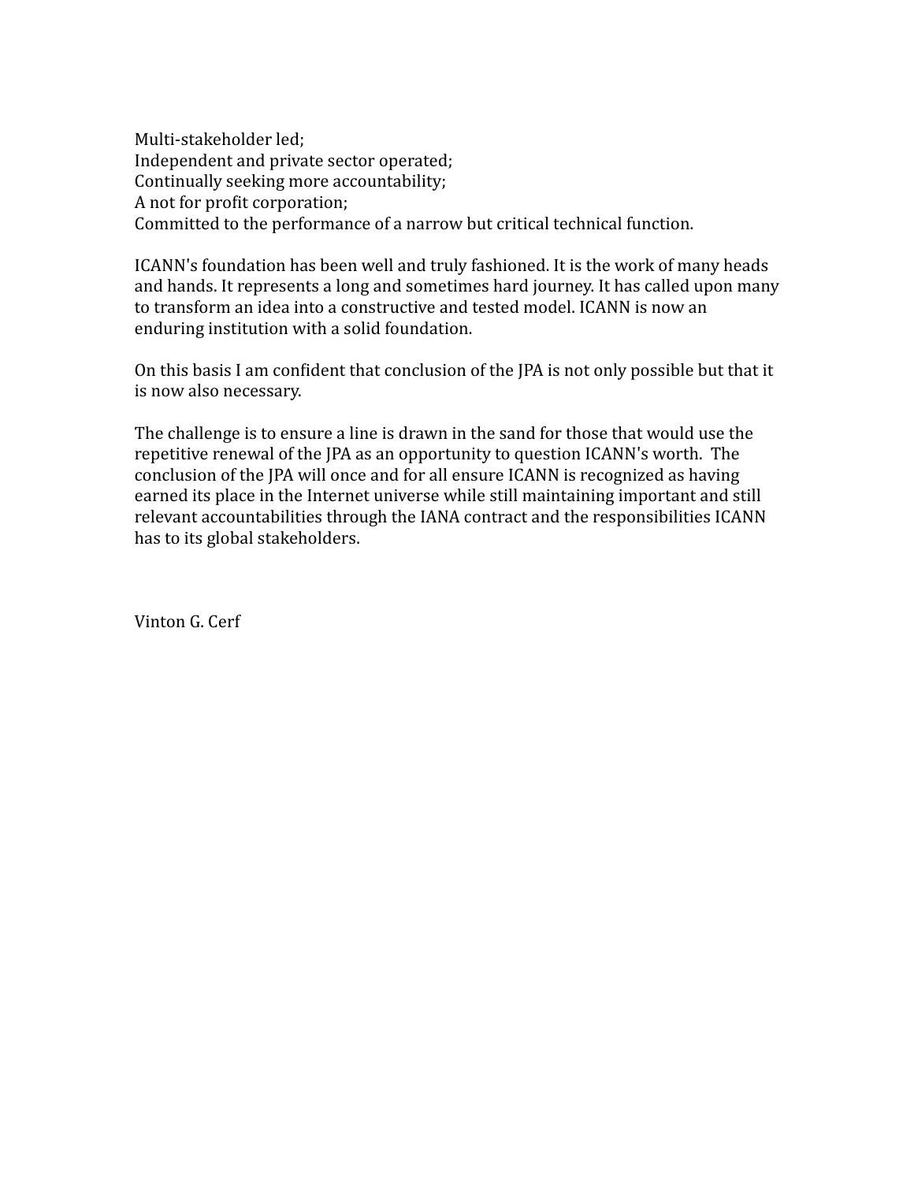Multi-stakeholder led;
Independent and private sector operated;
Continually seeking more accountability;
A not for profit corporation;
Committed to the performance of a narrow but critical technical function.

ICANN's foundation has been well and truly fashioned. It is the work of many heads and hands. It represents a long and sometimes hard journey. It has called upon many to transform an idea into a constructive and tested model. ICANN is now an enduring institution with a solid foundation.

On this basis I am confident that conclusion of the JPA is not only possible but that it is now also necessary.

The challenge is to ensure a line is drawn in the sand for those that would use the repetitive renewal of the JPA as an opportunity to question ICANN's worth. The conclusion of the JPA will once and for all ensure ICANN is recognized as having earned its place in the Internet universe while still maintaining important and still relevant accountabilities through the IANA contract and the responsibilities ICANN has to its global stakeholders.

Vinton G. Cerf